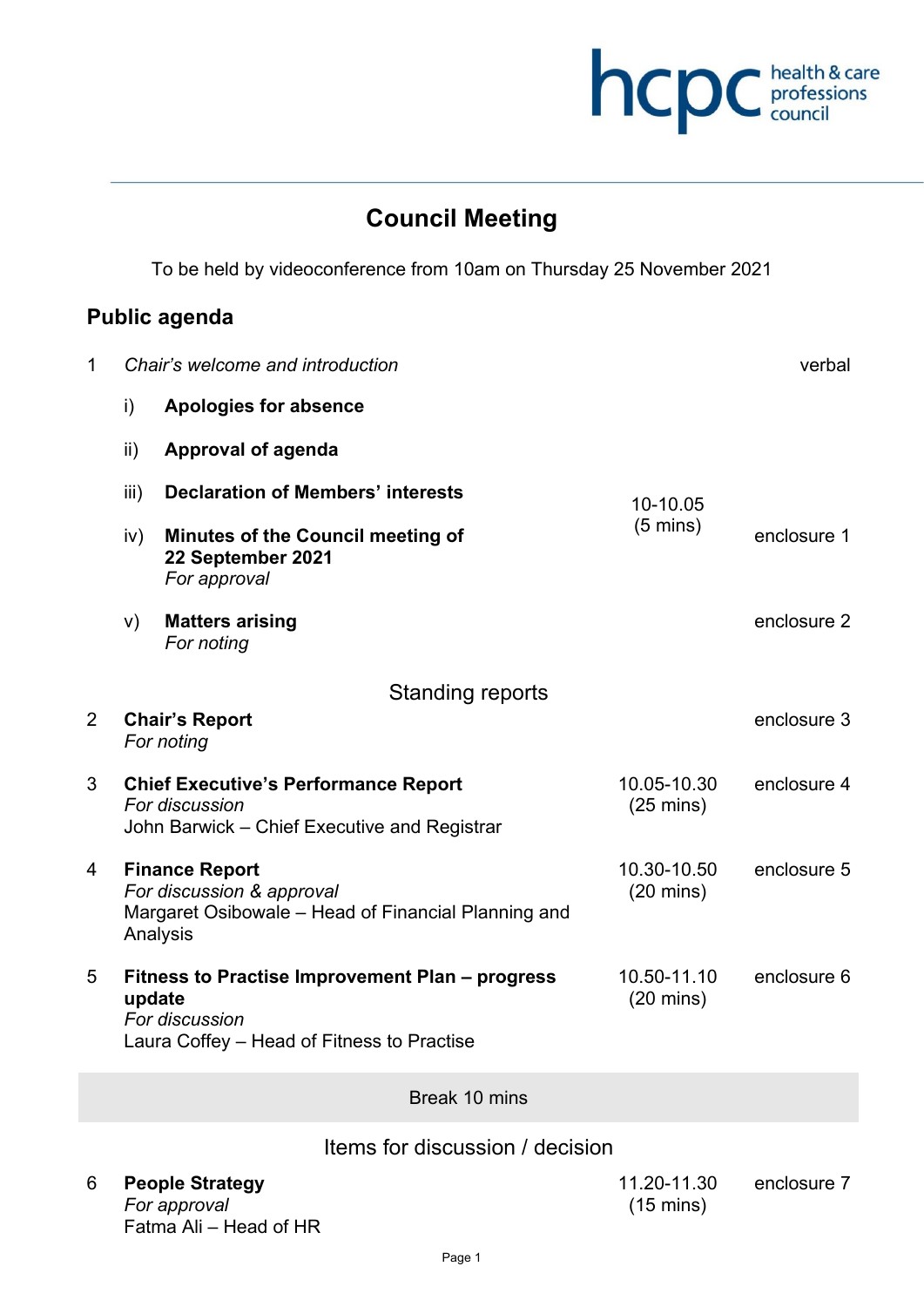hcpc health & care professions council

# Council Meeting

To be held by videoconference from 10am on Thursday 25 November 2021

## Public agenda

| | | Time | Enclosure |
|---|---|---|---|
| 1 | *Chair's welcome and introduction* | | verbal |
| | i) **Apologies for absence** | | |
| | ii) **Approval of agenda** | | |
| | iii) **Declaration of Members' interests** | 10-10.05 (5 mins) | |
| | iv) **Minutes of the Council meeting of 22 September 2021** *For approval* | | enclosure 1 |
| | v) **Matters arising** *For noting* | | enclosure 2 |

### Standing reports

| | | Time | Enclosure |
|---|---|---|---|
| 2 | **Chair's Report** *For noting* | | enclosure 3 |
| 3 | **Chief Executive's Performance Report** *For discussion* John Barwick – Chief Executive and Registrar | 10.05-10.30 (25 mins) | enclosure 4 |
| 4 | **Finance Report** *For discussion & approval* Margaret Osibowale – Head of Financial Planning and Analysis | 10.30-10.50 (20 mins) | enclosure 5 |
| 5 | **Fitness to Practise Improvement Plan – progress update** *For discussion* Laura Coffey – Head of Fitness to Practise | 10.50-11.10 (20 mins) | enclosure 6 |

Break 10 mins

### Items for discussion / decision

| | | Time | Enclosure |
|---|---|---|---|
| 6 | **People Strategy** *For approval* Fatma Ali – Head of HR | 11.20-11.30 (15 mins) | enclosure 7 |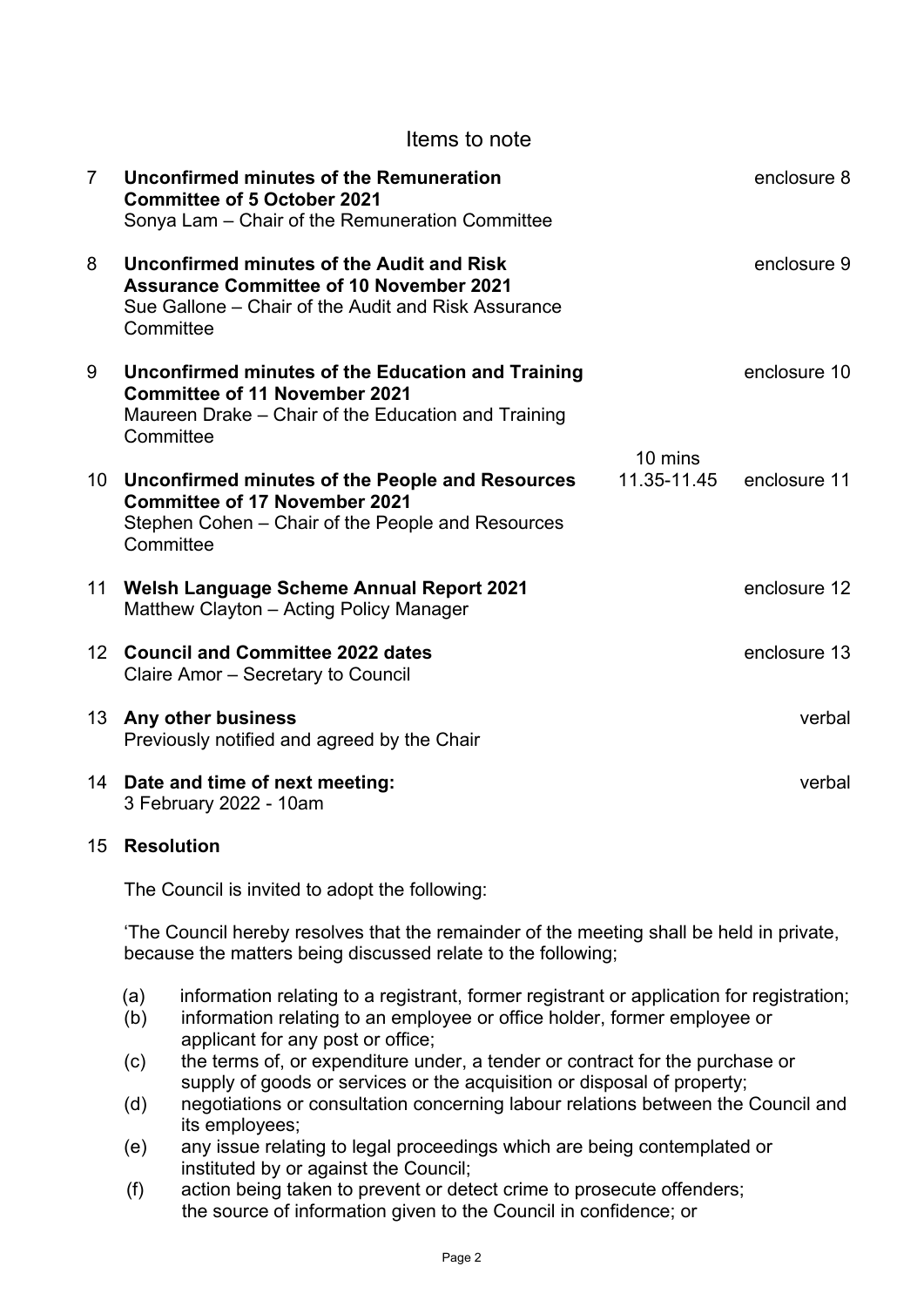## Items to note

| | | | |
|---|---|---|---|
| 7 | **Unconfirmed minutes of the Remuneration Committee of 5 October 2021**<br>Sonya Lam – Chair of the Remuneration Committee | | enclosure 8 |
| 8 | **Unconfirmed minutes of the Audit and Risk Assurance Committee of 10 November 2021**<br>Sue Gallone – Chair of the Audit and Risk Assurance Committee | | enclosure 9 |
| 9 | **Unconfirmed minutes of the Education and Training Committee of 11 November 2021**<br>Maureen Drake – Chair of the Education and Training Committee | | enclosure 10 |
| 10 | **Unconfirmed minutes of the People and Resources Committee of 17 November 2021**<br>Stephen Cohen – Chair of the People and Resources Committee | 10 mins<br>11.35-11.45 | enclosure 11 |
| 11 | **Welsh Language Scheme Annual Report 2021**<br>Matthew Clayton – Acting Policy Manager | | enclosure 12 |
| 12 | **Council and Committee 2022 dates**<br>Claire Amor – Secretary to Council | | enclosure 13 |
| 13 | **Any other business**<br>Previously notified and agreed by the Chair | | verbal |
| 14 | **Date and time of next meeting:**<br>3 February 2022 - 10am | | verbal |

15 **Resolution**

The Council is invited to adopt the following:

'The Council hereby resolves that the remainder of the meeting shall be held in private, because the matters being discussed relate to the following;

(a) information relating to a registrant, former registrant or application for registration;
(b) information relating to an employee or office holder, former employee or applicant for any post or office;
(c) the terms of, or expenditure under, a tender or contract for the purchase or supply of goods or services or the acquisition or disposal of property;
(d) negotiations or consultation concerning labour relations between the Council and its employees;
(e) any issue relating to legal proceedings which are being contemplated or instituted by or against the Council;
(f) action being taken to prevent or detect crime to prosecute offenders; the source of information given to the Council in confidence; or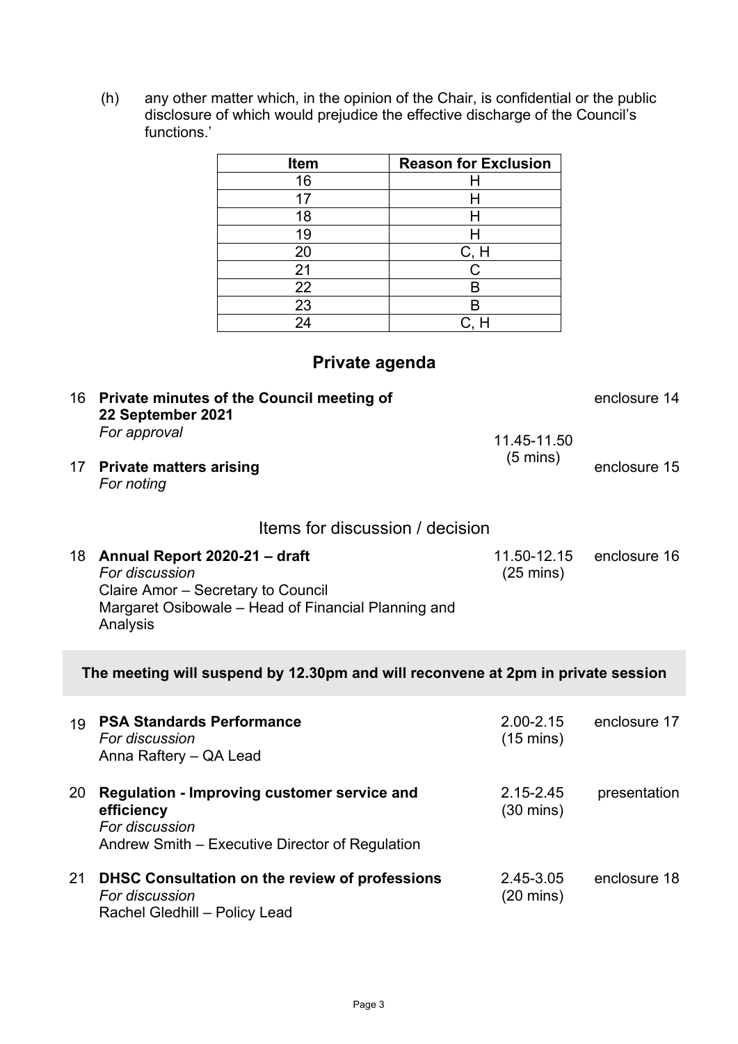(h) any other matter which, in the opinion of the Chair, is confidential or the public disclosure of which would prejudice the effective discharge of the Council's functions.'

| Item | Reason for Exclusion |
|---|---|
| 16 | H |
| 17 | H |
| 18 | H |
| 19 | H |
| 20 | C, H |
| 21 | C |
| 22 | B |
| 23 | B |
| 24 | C, H |

## Private agenda

| | | | |
|---|---|---|---|
| 16 | **Private minutes of the Council meeting of 22 September 2021**<br>*For approval* | 11.45-11.50<br>(5 mins) | enclosure 14 |
| 17 | **Private matters arising**<br>*For noting* | | enclosure 15 |

### Items for discussion / decision

| | | | |
|---|---|---|---|
| 18 | **Annual Report 2020-21 – draft**<br>*For discussion*<br>Claire Amor – Secretary to Council<br>Margaret Osibowale – Head of Financial Planning and Analysis | 11.50-12.15<br>(25 mins) | enclosure 16 |

**The meeting will suspend by 12.30pm and will reconvene at 2pm in private session**

| | | | |
|---|---|---|---|
| 19 | **PSA Standards Performance**<br>*For discussion*<br>Anna Raftery – QA Lead | 2.00-2.15<br>(15 mins) | enclosure 17 |
| 20 | **Regulation - Improving customer service and efficiency**<br>*For discussion*<br>Andrew Smith – Executive Director of Regulation | 2.15-2.45<br>(30 mins) | presentation |
| 21 | **DHSC Consultation on the review of professions**<br>*For discussion*<br>Rachel Gledhill – Policy Lead | 2.45-3.05<br>(20 mins) | enclosure 18 |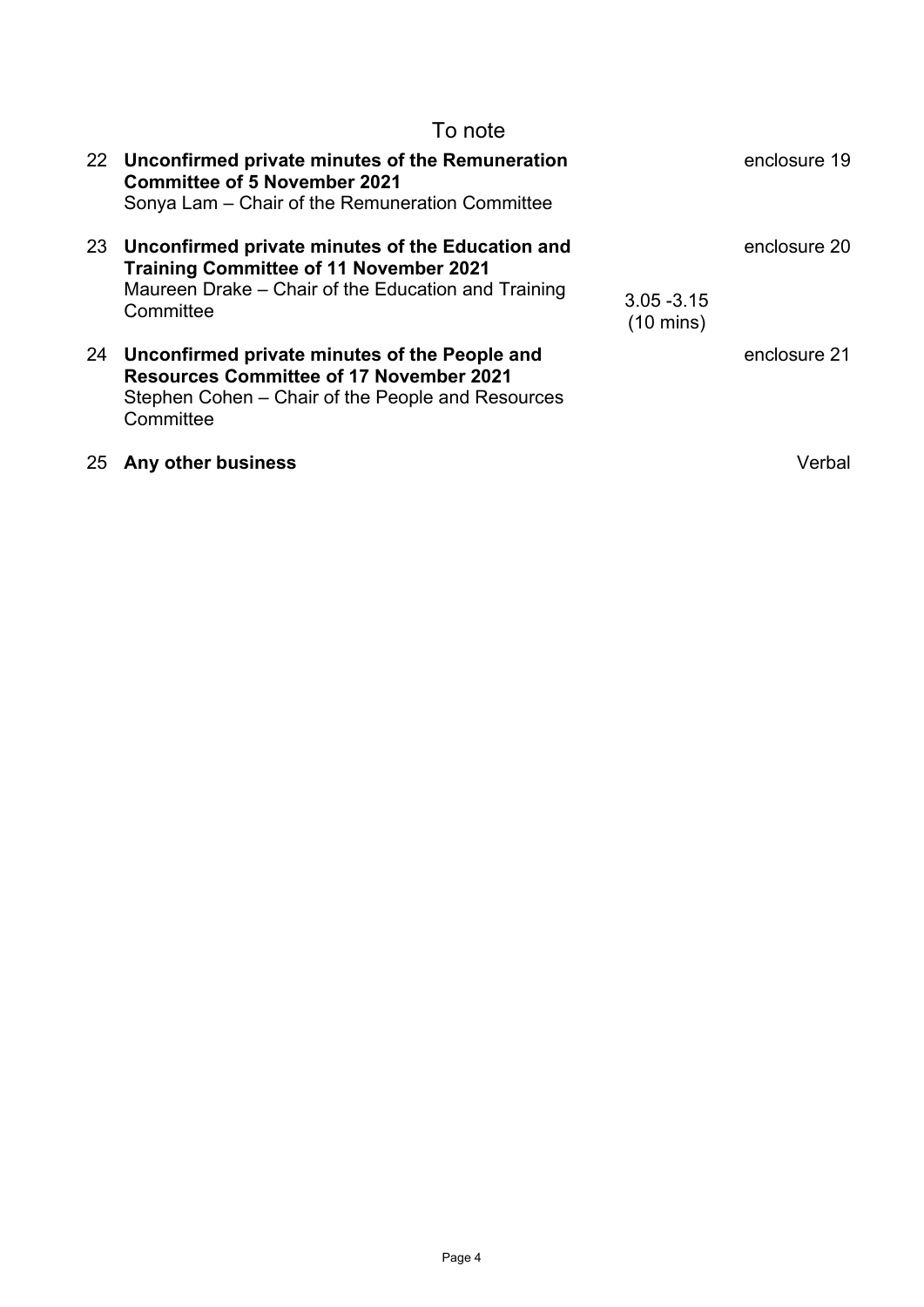## To note

| | | | |
|---|---|---|---|
| 22 | **Unconfirmed private minutes of the Remuneration Committee of 5 November 2021**<br>Sonya Lam – Chair of the Remuneration Committee | | enclosure 19 |
| 23 | **Unconfirmed private minutes of the Education and Training Committee of 11 November 2021**<br>Maureen Drake – Chair of the Education and Training Committee | 3.05 -3.15<br>(10 mins) | enclosure 20 |
| 24 | **Unconfirmed private minutes of the People and Resources Committee of 17 November 2021**<br>Stephen Cohen – Chair of the People and Resources Committee | | enclosure 21 |
| 25 | **Any other business** | | Verbal |